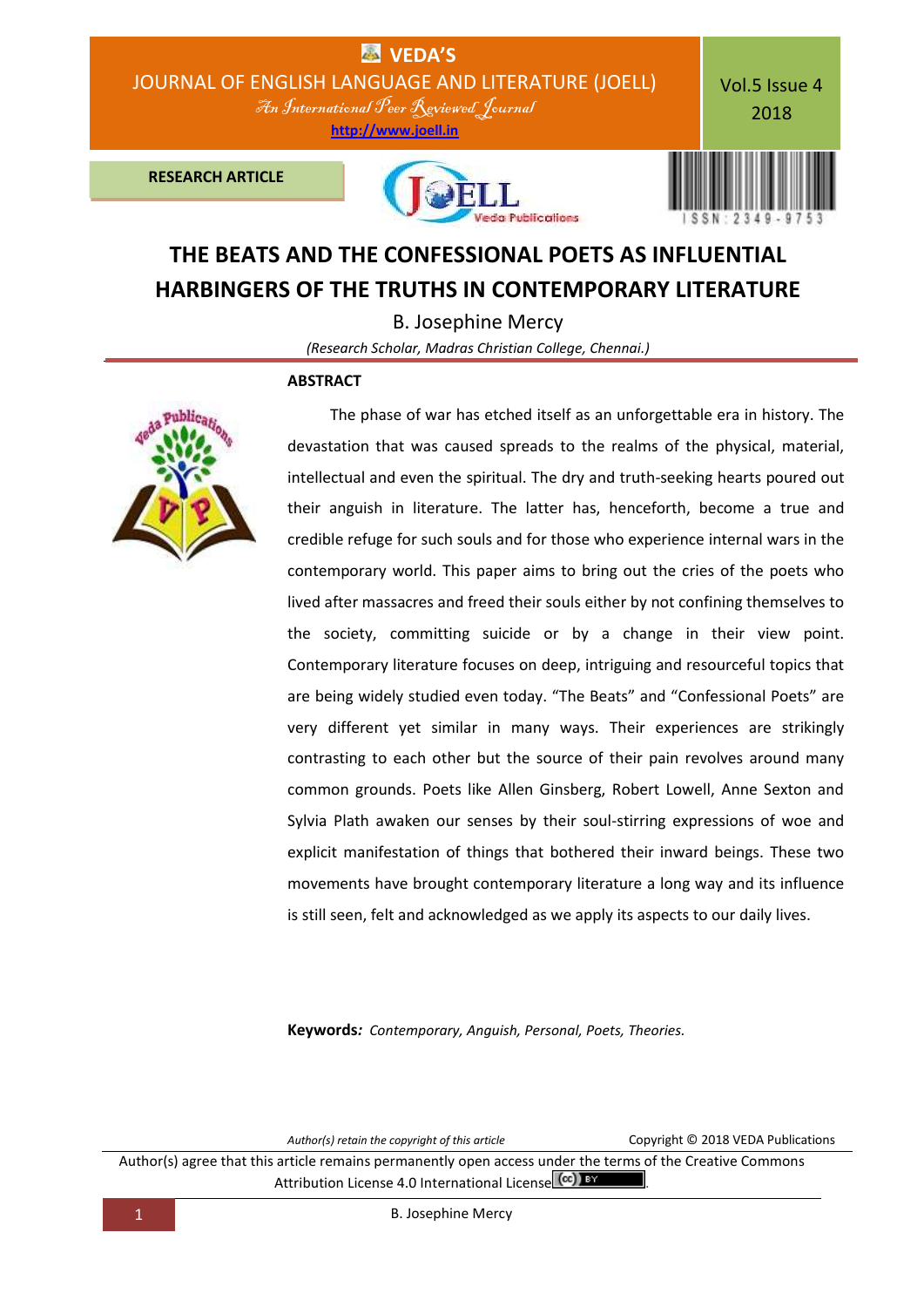RESEARCH ARTICLE

# THE BEATS AND THE CONFESSIONAL POETS AS INFLUENTIAL HARBINGERS OF THE TRUTHS IN CONTEMPORARY LITERATURE

B. Josephine Mercy

*(Research Scholar, Madras Christian College, Chennai.)*

## ABSTRACT

The phase of war has etched itself as an unforgettable era in history. The devastation that was caused spreads to the realms of the physical, material, intellectual and even the spiritual. The dry and truth-seeking hearts poured out their anguish in literature. The latter has, henceforth, become a true and credible refuge for such souls and for those who experience internal wars in the contemporary world. This paper aims to bring out the cries of the poets who lived after massacres and freed their souls either by not confining themselves to the society, committing suicide or by a change in their view point. Contemporary literature focuses on deep, intriguing and resourceful topics that are being widely studied even today. "The Beats" and "Confessional Poets" are very different yet similar in many ways. Their experiences are strikingly contrasting to each other but the source of their pain revolves around many common grounds. Poets like Allen Ginsberg, Robert Lowell, Anne Sexton and Sylvia Plath awaken our senses by their soul-stirring expressions of woe and explicit manifestation of things that bothered their inward beings. These two movements have brought contemporary literature a long way and its influence is still seen, felt and acknowledged as we apply its aspects to our daily lives.

**Keywords***:* *Contemporary, Anguish, Personal, Poets, Theories.*

*Author(s) retain the copyright of this article* Copyright © 2018 VEDA Publications

Author(s) agree that this article remains permanently open access under the terms of the Creative Commons Attribution License 4.0 International License.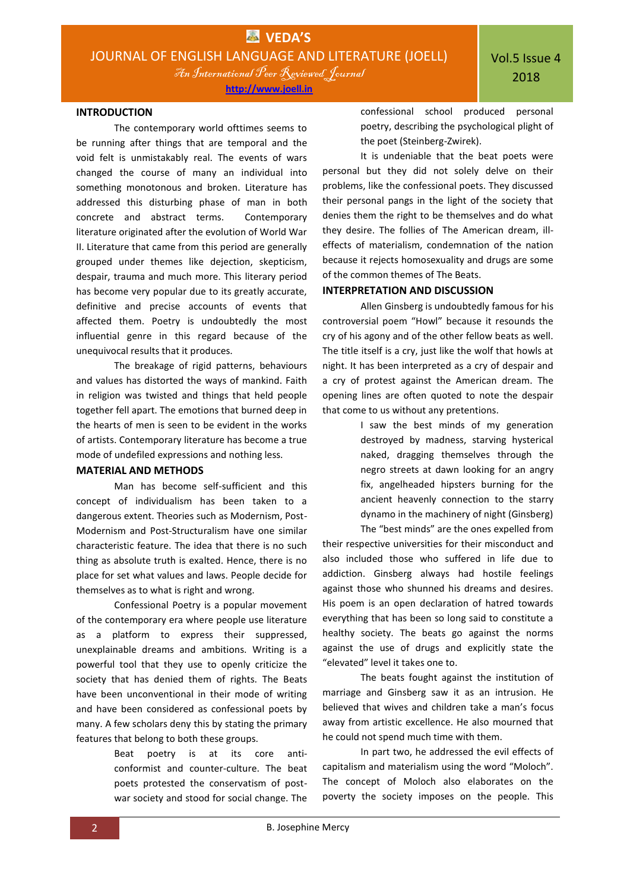## INTRODUCTION

The contemporary world ofttimes seems to be running after things that are temporal and the void felt is unmistakably real. The events of wars changed the course of many an individual into something monotonous and broken. Literature has addressed this disturbing phase of man in both concrete and abstract terms. Contemporary literature originated after the evolution of World War II. Literature that came from this period are generally grouped under themes like dejection, skepticism, despair, trauma and much more. This literary period has become very popular due to its greatly accurate, definitive and precise accounts of events that affected them. Poetry is undoubtedly the most influential genre in this regard because of the unequivocal results that it produces.

The breakage of rigid patterns, behaviours and values has distorted the ways of mankind. Faith in religion was twisted and things that held people together fell apart. The emotions that burned deep in the hearts of men is seen to be evident in the works of artists. Contemporary literature has become a true mode of undefiled expressions and nothing less.

## MATERIAL AND METHODS

Man has become self-sufficient and this concept of individualism has been taken to a dangerous extent. Theories such as Modernism, Post-Modernism and Post-Structuralism have one similar characteristic feature. The idea that there is no such thing as absolute truth is exalted. Hence, there is no place for set what values and laws. People decide for themselves as to what is right and wrong.

Confessional Poetry is a popular movement of the contemporary era where people use literature as a platform to express their suppressed, unexplainable dreams and ambitions. Writing is a powerful tool that they use to openly criticize the society that has denied them of rights. The Beats have been unconventional in their mode of writing and have been considered as confessional poets by many. A few scholars deny this by stating the primary features that belong to both these groups.

> Beat poetry is at its core anti-conformist and counter-culture. The beat poets protested the conservatism of post-war society and stood for social change. The confessional school produced personal poetry, describing the psychological plight of the poet (Steinberg-Zwirek).

It is undeniable that the beat poets were personal but they did not solely delve on their problems, like the confessional poets. They discussed their personal pangs in the light of the society that denies them the right to be themselves and do what they desire. The follies of The American dream, ill-effects of materialism, condemnation of the nation because it rejects homosexuality and drugs are some of the common themes of The Beats.

## INTERPRETATION AND DISCUSSION

Allen Ginsberg is undoubtedly famous for his controversial poem "Howl" because it resounds the cry of his agony and of the other fellow beats as well. The title itself is a cry, just like the wolf that howls at night. It has been interpreted as a cry of despair and a cry of protest against the American dream. The opening lines are often quoted to note the despair that come to us without any pretentions.

> I saw the best minds of my generation destroyed by madness, starving hysterical naked, dragging themselves through the negro streets at dawn looking for an angry fix, angelheaded hipsters burning for the ancient heavenly connection to the starry dynamo in the machinery of night (Ginsberg)

The "best minds" are the ones expelled from their respective universities for their misconduct and also included those who suffered in life due to addiction. Ginsberg always had hostile feelings against those who shunned his dreams and desires. His poem is an open declaration of hatred towards everything that has been so long said to constitute a healthy society. The beats go against the norms against the use of drugs and explicitly state the "elevated" level it takes one to.

The beats fought against the institution of marriage and Ginsberg saw it as an intrusion. He believed that wives and children take a man's focus away from artistic excellence. He also mourned that he could not spend much time with them.

In part two, he addressed the evil effects of capitalism and materialism using the word "Moloch". The concept of Moloch also elaborates on the poverty the society imposes on the people. This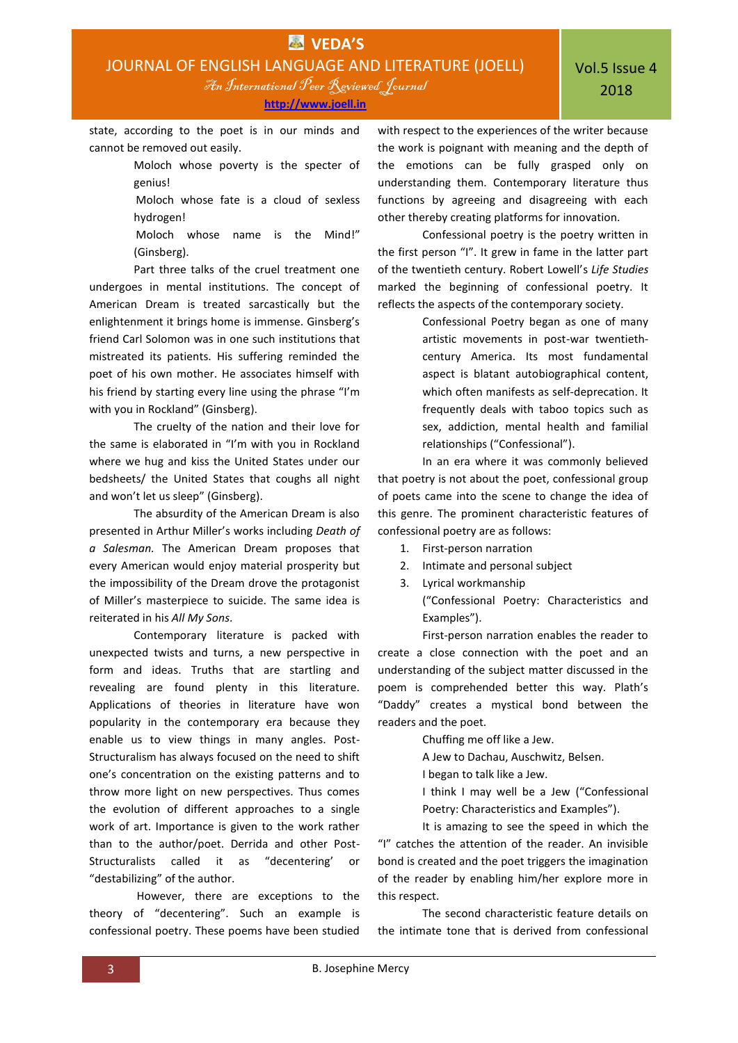state, according to the poet is in our minds and cannot be removed out easily.

> Moloch whose poverty is the specter of genius!
> Moloch whose fate is a cloud of sexless hydrogen!
> Moloch whose name is the Mind!" (Ginsberg).

Part three talks of the cruel treatment one undergoes in mental institutions. The concept of American Dream is treated sarcastically but the enlightenment it brings home is immense. Ginsberg's friend Carl Solomon was in one such institutions that mistreated its patients. His suffering reminded the poet of his own mother. He associates himself with his friend by starting every line using the phrase "I'm with you in Rockland" (Ginsberg).

The cruelty of the nation and their love for the same is elaborated in "I'm with you in Rockland where we hug and kiss the United States under our bedsheets/ the United States that coughs all night and won't let us sleep" (Ginsberg).

The absurdity of the American Dream is also presented in Arthur Miller's works including *Death of a Salesman.* The American Dream proposes that every American would enjoy material prosperity but the impossibility of the Dream drove the protagonist of Miller's masterpiece to suicide. The same idea is reiterated in his *All My Sons*.

Contemporary literature is packed with unexpected twists and turns, a new perspective in form and ideas. Truths that are startling and revealing are found plenty in this literature. Applications of theories in literature have won popularity in the contemporary era because they enable us to view things in many angles. Post-Structuralism has always focused on the need to shift one's concentration on the existing patterns and to throw more light on new perspectives. Thus comes the evolution of different approaches to a single work of art. Importance is given to the work rather than to the author/poet. Derrida and other Post-Structuralists called it as "decentering' or "destabilizing" of the author.

However, there are exceptions to the theory of "decentering". Such an example is confessional poetry. These poems have been studied with respect to the experiences of the writer because the work is poignant with meaning and the depth of the emotions can be fully grasped only on understanding them. Contemporary literature thus functions by agreeing and disagreeing with each other thereby creating platforms for innovation.

Confessional poetry is the poetry written in the first person "I". It grew in fame in the latter part of the twentieth century. Robert Lowell's *Life Studies* marked the beginning of confessional poetry. It reflects the aspects of the contemporary society.

> Confessional Poetry began as one of many artistic movements in post-war twentieth-century America. Its most fundamental aspect is blatant autobiographical content, which often manifests as self-deprecation. It frequently deals with taboo topics such as sex, addiction, mental health and familial relationships ("Confessional").

In an era where it was commonly believed that poetry is not about the poet, confessional group of poets came into the scene to change the idea of this genre. The prominent characteristic features of confessional poetry are as follows:

1. First-person narration
2. Intimate and personal subject
3. Lyrical workmanship

("Confessional Poetry: Characteristics and Examples").

First-person narration enables the reader to create a close connection with the poet and an understanding of the subject matter discussed in the poem is comprehended better this way. Plath's "Daddy" creates a mystical bond between the readers and the poet.

> Chuffing me off like a Jew.
> A Jew to Dachau, Auschwitz, Belsen.
> I began to talk like a Jew.
> I think I may well be a Jew ("Confessional Poetry: Characteristics and Examples").

It is amazing to see the speed in which the "I" catches the attention of the reader. An invisible bond is created and the poet triggers the imagination of the reader by enabling him/her explore more in this respect.

The second characteristic feature details on the intimate tone that is derived from confessional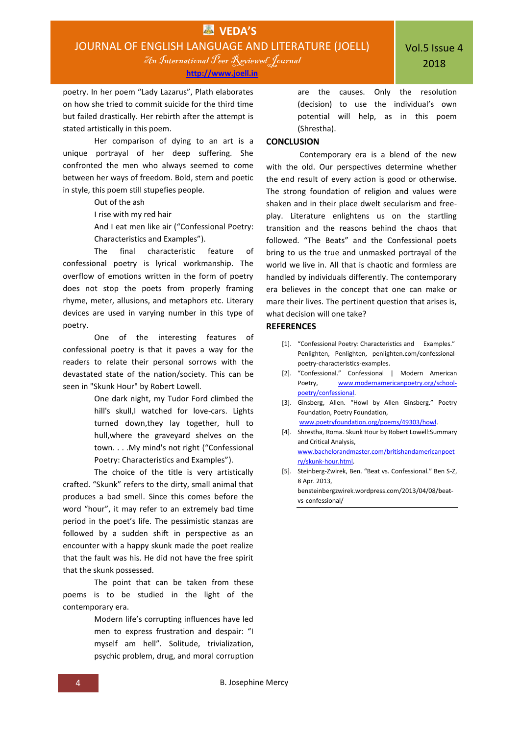poetry. In her poem "Lady Lazarus", Plath elaborates on how she tried to commit suicide for the third time but failed drastically. Her rebirth after the attempt is stated artistically in this poem.

Her comparison of dying to an art is a unique portrayal of her deep suffering. She confronted the men who always seemed to come between her ways of freedom. Bold, stern and poetic in style, this poem still stupefies people.

> Out of the ash
> I rise with my red hair
> And I eat men like air ("Confessional Poetry: Characteristics and Examples").

The final characteristic feature of confessional poetry is lyrical workmanship. The overflow of emotions written in the form of poetry does not stop the poets from properly framing rhyme, meter, allusions, and metaphors etc. Literary devices are used in varying number in this type of poetry.

One of the interesting features of confessional poetry is that it paves a way for the readers to relate their personal sorrows with the devastated state of the nation/society. This can be seen in "Skunk Hour" by Robert Lowell.

> One dark night, my Tudor Ford climbed the hill's skull,I watched for love-cars. Lights turned down,they lay together, hull to hull,where the graveyard shelves on the town. . . .My mind's not right ("Confessional Poetry: Characteristics and Examples").

The choice of the title is very artistically crafted. "Skunk" refers to the dirty, small animal that produces a bad smell. Since this comes before the word "hour", it may refer to an extremely bad time period in the poet's life. The pessimistic stanzas are followed by a sudden shift in perspective as an encounter with a happy skunk made the poet realize that the fault was his. He did not have the free spirit that the skunk possessed.

The point that can be taken from these poems is to be studied in the light of the contemporary era.

> Modern life's corrupting influences have led men to express frustration and despair: "I myself am hell". Solitude, trivialization, psychic problem, drug, and moral corruption are the causes. Only the resolution (decision) to use the individual's own potential will help, as in this poem (Shrestha).

## CONCLUSION

Contemporary era is a blend of the new with the old. Our perspectives determine whether the end result of every action is good or otherwise. The strong foundation of religion and values were shaken and in their place dwelt secularism and free-play. Literature enlightens us on the startling transition and the reasons behind the chaos that followed. "The Beats" and the Confessional poets bring to us the true and unmasked portrayal of the world we live in. All that is chaotic and formless are handled by individuals differently. The contemporary era believes in the concept that one can make or mare their lives. The pertinent question that arises is, what decision will one take?

## REFERENCES

[1]. "Confessional Poetry: Characteristics and Examples." Penlighten, Penlighten, penlighten.com/confessional-poetry-characteristics-examples.

[2]. "Confessional." Confessional | Modern American Poetry, www.modernamericanpoetry.org/school-poetry/confessional.

[3]. Ginsberg, Allen. "Howl by Allen Ginsberg." Poetry Foundation, Poetry Foundation, www.poetryfoundation.org/poems/49303/howl.

[4]. Shrestha, Roma. Skunk Hour by Robert Lowell:Summary and Critical Analysis, www.bachelorandmaster.com/britishandamericanpoetry/skunk-hour.html.

[5]. Steinberg-Zwirek, Ben. "Beat vs. Confessional." Ben S-Z, 8 Apr. 2013, bensteinbergzwirek.wordpress.com/2013/04/08/beat-vs-confessional/